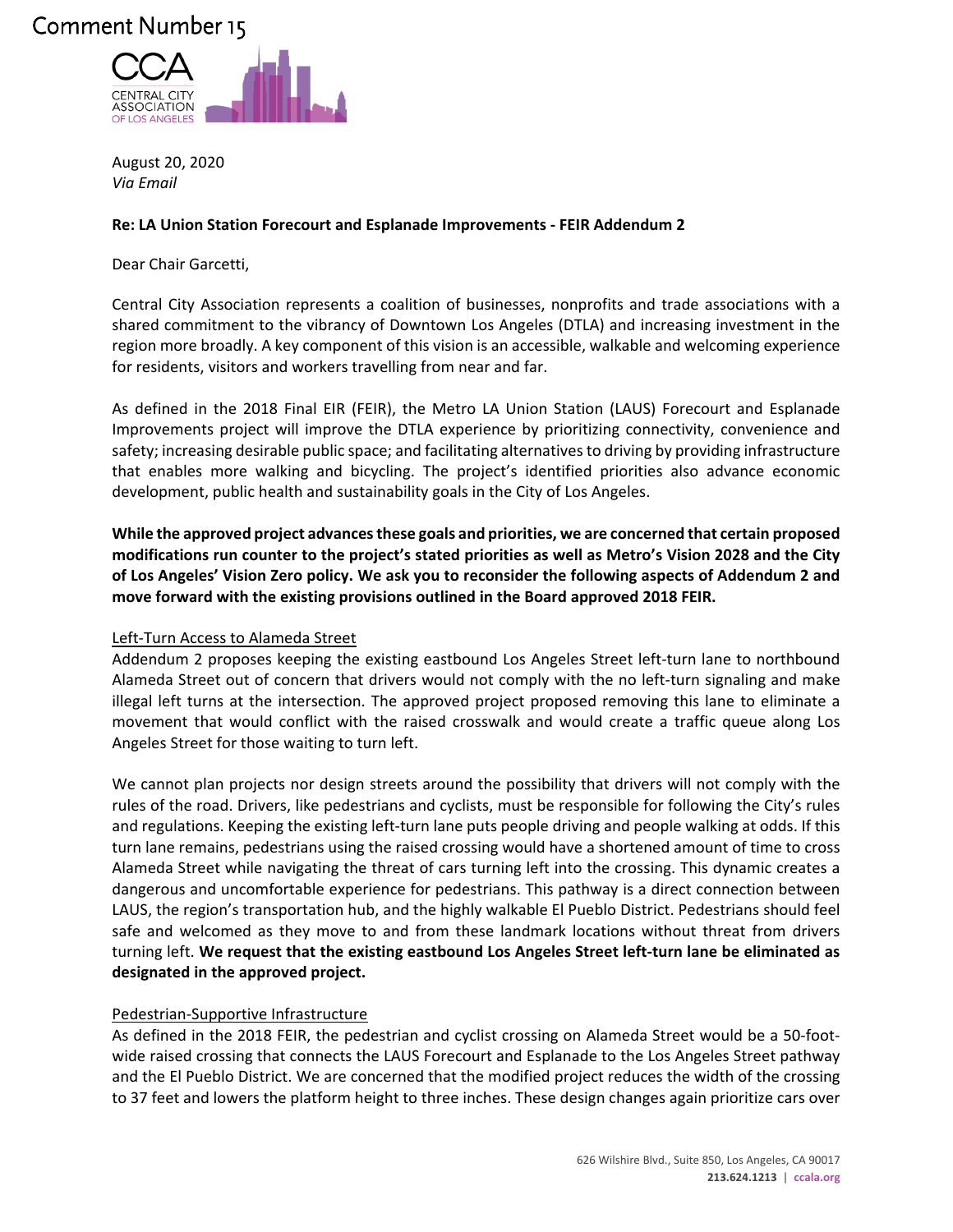Comment Number 15

CCA
CENTRAL CITY ASSOCIATION OF LOS ANGELES

August 20, 2020
*Via Email*

**Re: LA Union Station Forecourt and Esplanade Improvements - FEIR Addendum 2**

Dear Chair Garcetti,

Central City Association represents a coalition of businesses, nonprofits and trade associations with a shared commitment to the vibrancy of Downtown Los Angeles (DTLA) and increasing investment in the region more broadly. A key component of this vision is an accessible, walkable and welcoming experience for residents, visitors and workers travelling from near and far.

As defined in the 2018 Final EIR (FEIR), the Metro LA Union Station (LAUS) Forecourt and Esplanade Improvements project will improve the DTLA experience by prioritizing connectivity, convenience and safety; increasing desirable public space; and facilitating alternatives to driving by providing infrastructure that enables more walking and bicycling. The project's identified priorities also advance economic development, public health and sustainability goals in the City of Los Angeles.

**While the approved project advances these goals and priorities, we are concerned that certain proposed modifications run counter to the project's stated priorities as well as Metro's Vision 2028 and the City of Los Angeles' Vision Zero policy. We ask you to reconsider the following aspects of Addendum 2 and move forward with the existing provisions outlined in the Board approved 2018 FEIR.**

<u>Left-Turn Access to Alameda Street</u>

Addendum 2 proposes keeping the existing eastbound Los Angeles Street left-turn lane to northbound Alameda Street out of concern that drivers would not comply with the no left-turn signaling and make illegal left turns at the intersection. The approved project proposed removing this lane to eliminate a movement that would conflict with the raised crosswalk and would create a traffic queue along Los Angeles Street for those waiting to turn left.

We cannot plan projects nor design streets around the possibility that drivers will not comply with the rules of the road. Drivers, like pedestrians and cyclists, must be responsible for following the City's rules and regulations. Keeping the existing left-turn lane puts people driving and people walking at odds. If this turn lane remains, pedestrians using the raised crossing would have a shortened amount of time to cross Alameda Street while navigating the threat of cars turning left into the crossing. This dynamic creates a dangerous and uncomfortable experience for pedestrians. This pathway is a direct connection between LAUS, the region's transportation hub, and the highly walkable El Pueblo District. Pedestrians should feel safe and welcomed as they move to and from these landmark locations without threat from drivers turning left. **We request that the existing eastbound Los Angeles Street left-turn lane be eliminated as designated in the approved project.**

<u>Pedestrian-Supportive Infrastructure</u>

As defined in the 2018 FEIR, the pedestrian and cyclist crossing on Alameda Street would be a 50-foot-wide raised crossing that connects the LAUS Forecourt and Esplanade to the Los Angeles Street pathway and the El Pueblo District. We are concerned that the modified project reduces the width of the crossing to 37 feet and lowers the platform height to three inches. These design changes again prioritize cars over

626 Wilshire Blvd., Suite 850, Los Angeles, CA 90017
**213.624.1213** | **ccala.org**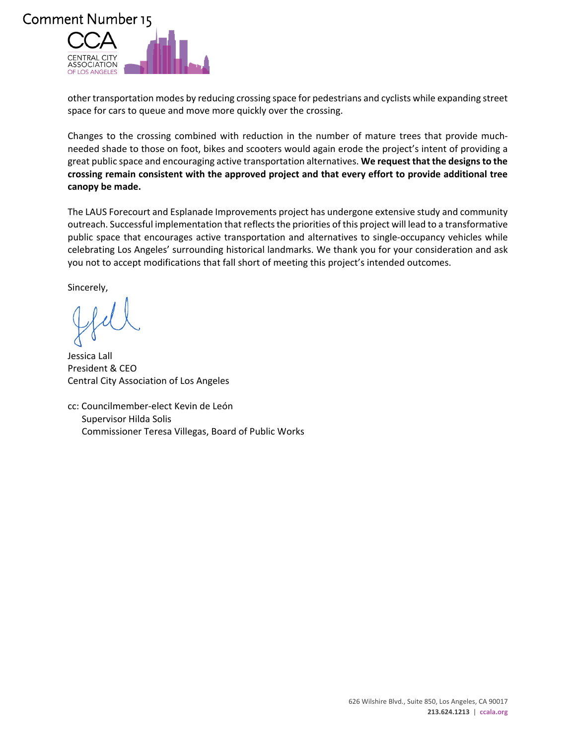Comment Number 15

other transportation modes by reducing crossing space for pedestrians and cyclists while expanding street space for cars to queue and move more quickly over the crossing.

Changes to the crossing combined with reduction in the number of mature trees that provide much-needed shade to those on foot, bikes and scooters would again erode the project's intent of providing a great public space and encouraging active transportation alternatives. **We request that the designs to the crossing remain consistent with the approved project and that every effort to provide additional tree canopy be made.**

The LAUS Forecourt and Esplanade Improvements project has undergone extensive study and community outreach. Successful implementation that reflects the priorities of this project will lead to a transformative public space that encourages active transportation and alternatives to single-occupancy vehicles while celebrating Los Angeles' surrounding historical landmarks. We thank you for your consideration and ask you not to accept modifications that fall short of meeting this project's intended outcomes.

Sincerely,

Jessica Lall
President & CEO
Central City Association of Los Angeles

cc: Councilmember-elect Kevin de León
Supervisor Hilda Solis
Commissioner Teresa Villegas, Board of Public Works

626 Wilshire Blvd., Suite 850, Los Angeles, CA 90017
**213.624.1213** | **ccala.org**